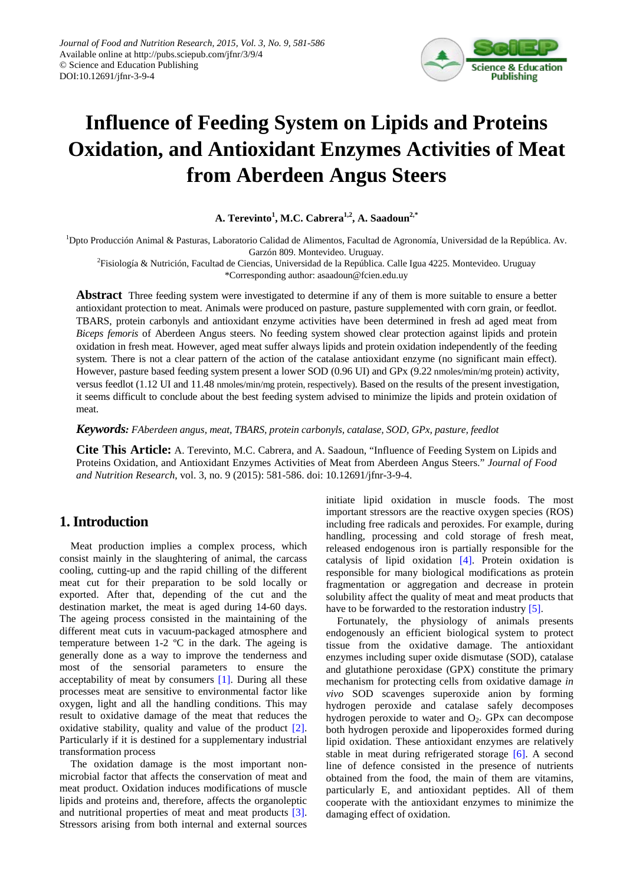Journal of Food and Nutrition Research, 2015, Vol. 3, No. 9, 581-586
Available online at http://pubs.sciepub.com/jfnr/3/9/4
© Science and Education Publishing
DOI:10.12691/jfnr-3-9-4

# Influence of Feeding System on Lipids and Proteins Oxidation, and Antioxidant Enzymes Activities of Meat from Aberdeen Angus Steers

**A. Terevinto[1], M.C. Cabrera[1,2], A. Saadoun[2,*]**

[1]Dpto Producción Animal & Pasturas, Laboratorio Calidad de Alimentos, Facultad de Agronomía, Universidad de la República. Av. Garzón 809. Montevideo. Uruguay.
[2]Fisiología & Nutrición, Facultad de Ciencias, Universidad de la República. Calle Igua 4225. Montevideo. Uruguay
*Corresponding author: asaadoun@fcien.edu.uy

**Abstract** Three feeding system were investigated to determine if any of them is more suitable to ensure a better antioxidant protection to meat. Animals were produced on pasture, pasture supplemented with corn grain, or feedlot. TBARS, protein carbonyls and antioxidant enzyme activities have been determined in fresh ad aged meat from *Biceps femoris* of Aberdeen Angus steers. No feeding system showed clear protection against lipids and protein oxidation in fresh meat. However, aged meat suffer always lipids and protein oxidation independently of the feeding system. There is not a clear pattern of the action of the catalase antioxidant enzyme (no significant main effect). However, pasture based feeding system present a lower SOD (0.96 UI) and GPx (9.22 nmoles/min/mg protein) activity, versus feedlot (1.12 UI and 11.48 nmoles/min/mg protein, respectively). Based on the results of the present investigation, it seems difficult to conclude about the best feeding system advised to minimize the lipids and protein oxidation of meat.

***Keywords:*** *FAberdeen angus, meat, TBARS, protein carbonyls, catalase, SOD, GPx, pasture, feedlot*

**Cite This Article:** A. Terevinto, M.C. Cabrera, and A. Saadoun, "Influence of Feeding System on Lipids and Proteins Oxidation, and Antioxidant Enzymes Activities of Meat from Aberdeen Angus Steers." *Journal of Food and Nutrition Research*, vol. 3, no. 9 (2015): 581-586. doi: 10.12691/jfnr-3-9-4.

## 1. Introduction

Meat production implies a complex process, which consist mainly in the slaughtering of animal, the carcass cooling, cutting-up and the rapid chilling of the different meat cut for their preparation to be sold locally or exported. After that, depending of the cut and the destination market, the meat is aged during 14-60 days. The ageing process consisted in the maintaining of the different meat cuts in vacuum-packaged atmosphere and temperature between 1-2 ºC in the dark. The ageing is generally done as a way to improve the tenderness and most of the sensorial parameters to ensure the acceptability of meat by consumers [1]. During all these processes meat are sensitive to environmental factor like oxygen, light and all the handling conditions. This may result to oxidative damage of the meat that reduces the oxidative stability, quality and value of the product [2]. Particularly if it is destined for a supplementary industrial transformation process

The oxidation damage is the most important non-microbial factor that affects the conservation of meat and meat product. Oxidation induces modifications of muscle lipids and proteins and, therefore, affects the organoleptic and nutritional properties of meat and meat products [3]. Stressors arising from both internal and external sources initiate lipid oxidation in muscle foods. The most important stressors are the reactive oxygen species (ROS) including free radicals and peroxides. For example, during handling, processing and cold storage of fresh meat, released endogenous iron is partially responsible for the catalysis of lipid oxidation [4]. Protein oxidation is responsible for many biological modifications as protein fragmentation or aggregation and decrease in protein solubility affect the quality of meat and meat products that have to be forwarded to the restoration industry [5].

Fortunately, the physiology of animals presents endogenously an efficient biological system to protect tissue from the oxidative damage. The antioxidant enzymes including super oxide dismutase (SOD), catalase and glutathione peroxidase (GPX) constitute the primary mechanism for protecting cells from oxidative damage *in vivo* SOD scavenges superoxide anion by forming hydrogen peroxide and catalase safely decomposes hydrogen peroxide to water and $O_2$. GPx can decompose both hydrogen peroxide and lipoperoxides formed during lipid oxidation. These antioxidant enzymes are relatively stable in meat during refrigerated storage [6]. A second line of defence consisted in the presence of nutrients obtained from the food, the main of them are vitamins, particularly E, and antioxidant peptides. All of them cooperate with the antioxidant enzymes to minimize the damaging effect of oxidation.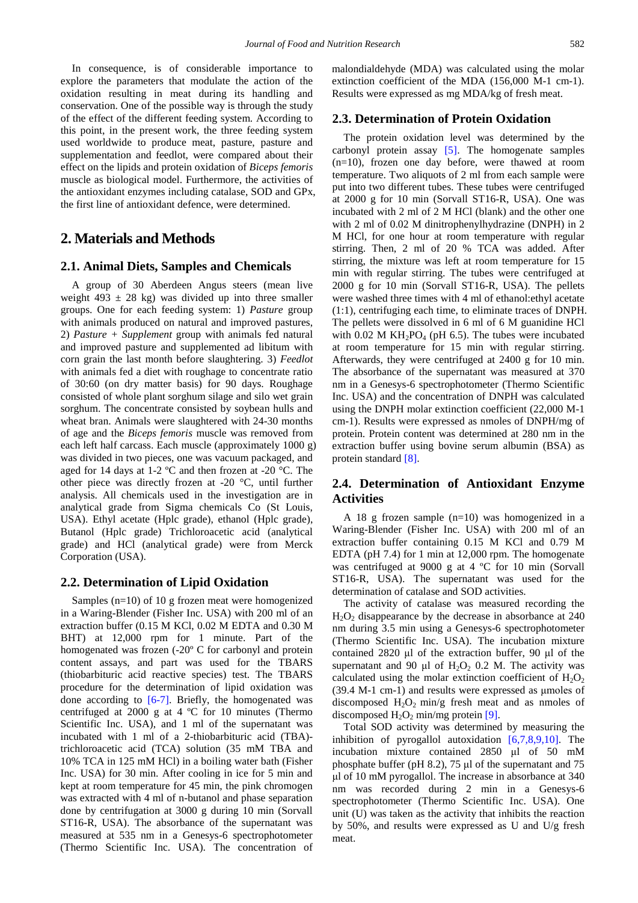In consequence, is of considerable importance to explore the parameters that modulate the action of the oxidation resulting in meat during its handling and conservation. One of the possible way is through the study of the effect of the different feeding system. According to this point, in the present work, the three feeding system used worldwide to produce meat, pasture, pasture and supplementation and feedlot, were compared about their effect on the lipids and protein oxidation of *Biceps femoris* muscle as biological model. Furthermore, the activities of the antioxidant enzymes including catalase, SOD and GPx, the first line of antioxidant defence, were determined.

## 2. Materials and Methods

### 2.1. Animal Diets, Samples and Chemicals

A group of 30 Aberdeen Angus steers (mean live weight 493 ± 28 kg) was divided up into three smaller groups. One for each feeding system: 1) *Pasture* group with animals produced on natural and improved pastures, 2) *Pasture + Supplement* group with animals fed natural and improved pasture and supplemented ad libitum with corn grain the last month before slaughtering. 3) *Feedlot* with animals fed a diet with roughage to concentrate ratio of 30:60 (on dry matter basis) for 90 days. Roughage consisted of whole plant sorghum silage and silo wet grain sorghum. The concentrate consisted by soybean hulls and wheat bran. Animals were slaughtered with 24-30 months of age and the *Biceps femoris* muscle was removed from each left half carcass. Each muscle (approximately 1000 g) was divided in two pieces, one was vacuum packaged, and aged for 14 days at 1-2 ºC and then frozen at -20 °C. The other piece was directly frozen at -20 °C, until further analysis. All chemicals used in the investigation are in analytical grade from Sigma chemicals Co (St Louis, USA). Ethyl acetate (Hplc grade), ethanol (Hplc grade), Butanol (Hplc grade) Trichloroacetic acid (analytical grade) and HCl (analytical grade) were from Merck Corporation (USA).

### 2.2. Determination of Lipid Oxidation

Samples (n=10) of 10 g frozen meat were homogenized in a Waring-Blender (Fisher Inc. USA) with 200 ml of an extraction buffer (0.15 M KCl, 0.02 M EDTA and 0.30 M BHT) at 12,000 rpm for 1 minute. Part of the homogenated was frozen (-20º C for carbonyl and protein content assays, and part was used for the TBARS (thiobarbituric acid reactive species) test. The TBARS procedure for the determination of lipid oxidation was done according to [6-7]. Briefly, the homogenated was centrifuged at 2000 g at 4 ºC for 10 minutes (Thermo Scientific Inc. USA), and 1 ml of the supernatant was incubated with 1 ml of a 2-thiobarbituric acid (TBA)-trichloroacetic acid (TCA) solution (35 mM TBA and 10% TCA in 125 mM HCl) in a boiling water bath (Fisher Inc. USA) for 30 min. After cooling in ice for 5 min and kept at room temperature for 45 min, the pink chromogen was extracted with 4 ml of n-butanol and phase separation done by centrifugation at 3000 g during 10 min (Sorvall ST16-R, USA). The absorbance of the supernatant was measured at 535 nm in a Genesys-6 spectrophotometer (Thermo Scientific Inc. USA). The concentration of malondialdehyde (MDA) was calculated using the molar extinction coefficient of the MDA (156,000 M-1 cm-1). Results were expressed as mg MDA/kg of fresh meat.

### 2.3. Determination of Protein Oxidation

The protein oxidation level was determined by the carbonyl protein assay [5]. The homogenate samples (n=10), frozen one day before, were thawed at room temperature. Two aliquots of 2 ml from each sample were put into two different tubes. These tubes were centrifuged at 2000 g for 10 min (Sorvall ST16-R, USA). One was incubated with 2 ml of 2 M HCl (blank) and the other one with 2 ml of 0.02 M dinitrophenylhydrazine (DNPH) in 2 M HCl, for one hour at room temperature with regular stirring. Then, 2 ml of 20 % TCA was added. After stirring, the mixture was left at room temperature for 15 min with regular stirring. The tubes were centrifuged at 2000 g for 10 min (Sorvall ST16-R, USA). The pellets were washed three times with 4 ml of ethanol:ethyl acetate (1:1), centrifuging each time, to eliminate traces of DNPH. The pellets were dissolved in 6 ml of 6 M guanidine HCl with 0.02 M $KH_2PO_4$ (pH 6.5). The tubes were incubated at room temperature for 15 min with regular stirring. Afterwards, they were centrifuged at 2400 g for 10 min. The absorbance of the supernatant was measured at 370 nm in a Genesys-6 spectrophotometer (Thermo Scientific Inc. USA) and the concentration of DNPH was calculated using the DNPH molar extinction coefficient (22,000 M-1 cm-1). Results were expressed as nmoles of DNPH/mg of protein. Protein content was determined at 280 nm in the extraction buffer using bovine serum albumin (BSA) as protein standard [8].

### 2.4. Determination of Antioxidant Enzyme Activities

A 18 g frozen sample (n=10) was homogenized in a Waring-Blender (Fisher Inc. USA) with 200 ml of an extraction buffer containing 0.15 M KCl and 0.79 M EDTA (pH 7.4) for 1 min at 12,000 rpm. The homogenate was centrifuged at 9000 g at 4 ºC for 10 min (Sorvall ST16-R, USA). The supernatant was used for the determination of catalase and SOD activities.

The activity of catalase was measured recording the $H_2O_2$ disappearance by the decrease in absorbance at 240 nm during 3.5 min using a Genesys-6 spectrophotometer (Thermo Scientific Inc. USA). The incubation mixture contained 2820 µl of the extraction buffer, 90 µl of the supernatant and 90 µl of $H_2O_2$ 0.2 M. The activity was calculated using the molar extinction coefficient of $H_2O_2$ (39.4 M-1 cm-1) and results were expressed as µmoles of discomposed $H_2O_2$ min/g fresh meat and as nmoles of discomposed $H_2O_2$ min/mg protein [9].

Total SOD activity was determined by measuring the inhibition of pyrogallol autoxidation [6,7,8,9,10]. The incubation mixture contained 2850 µl of 50 mM phosphate buffer (pH 8.2), 75 µl of the supernatant and 75 µl of 10 mM pyrogallol. The increase in absorbance at 340 nm was recorded during 2 min in a Genesys-6 spectrophotometer (Thermo Scientific Inc. USA). One unit (U) was taken as the activity that inhibits the reaction by 50%, and results were expressed as U and U/g fresh meat.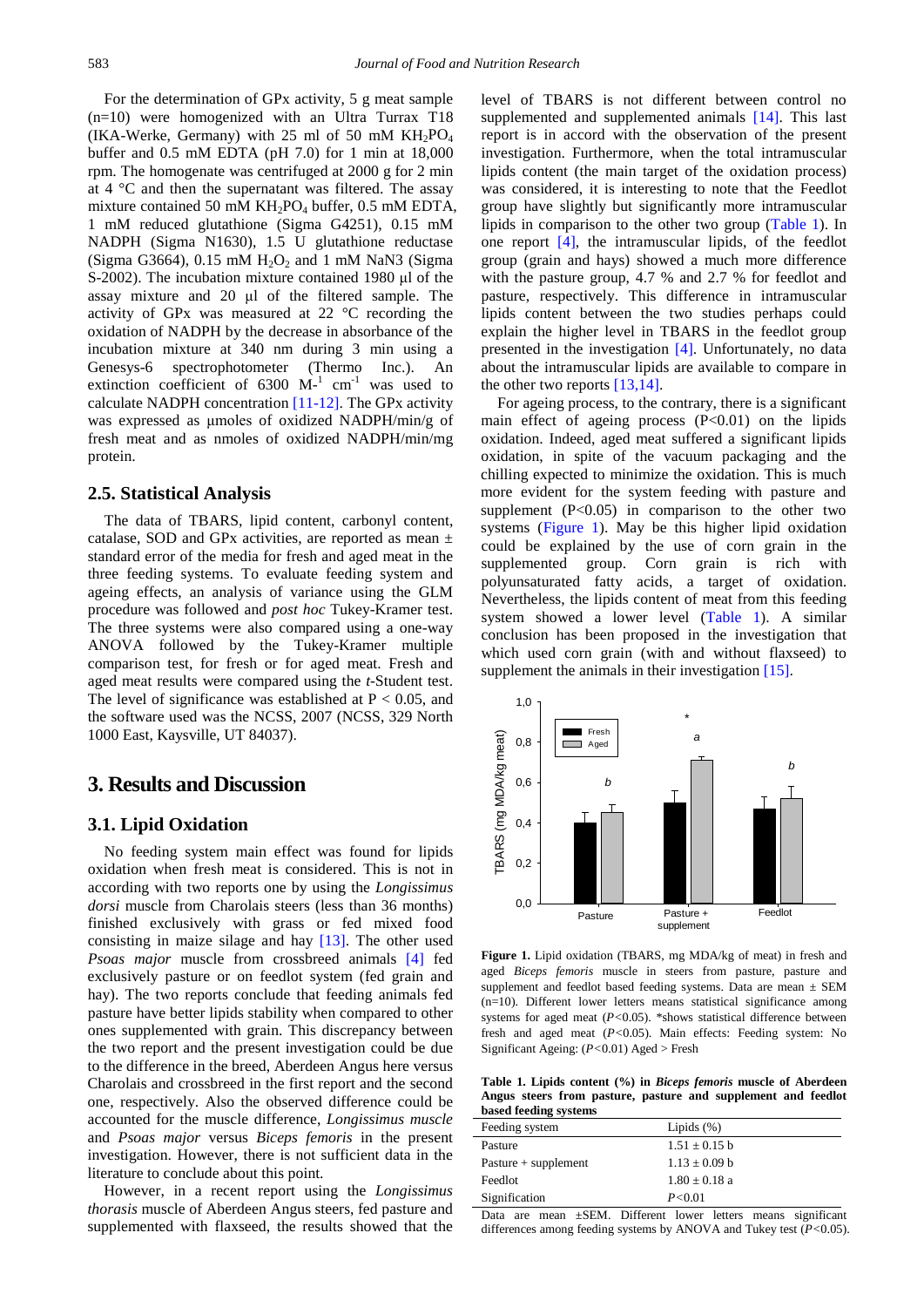For the determination of GPx activity, 5 g meat sample (n=10) were homogenized with an Ultra Turrax T18 (IKA-Werke, Germany) with 25 ml of 50 mM $KH_2PO_4$ buffer and 0.5 mM EDTA (pH 7.0) for 1 min at 18,000 rpm. The homogenate was centrifuged at 2000 g for 2 min at 4 °C and then the supernatant was filtered. The assay mixture contained 50 mM $KH_2PO_4$ buffer, 0.5 mM EDTA, 1 mM reduced glutathione (Sigma G4251), 0.15 mM NADPH (Sigma N1630), 1.5 U glutathione reductase (Sigma G3664), 0.15 mM $H_2O_2$ and 1 mM NaN3 (Sigma S-2002). The incubation mixture contained 1980 µl of the assay mixture and 20 µl of the filtered sample. The activity of GPx was measured at 22 °C recording the oxidation of NADPH by the decrease in absorbance of the incubation mixture at 340 nm during 3 min using a Genesys-6 spectrophotometer (Thermo Inc.). An extinction coefficient of 6300 $M^{-1}$ $cm^{-1}$ was used to calculate NADPH concentration [11-12]. The GPx activity was expressed as µmoles of oxidized NADPH/min/g of fresh meat and as nmoles of oxidized NADPH/min/mg protein.

## 2.5. Statistical Analysis

The data of TBARS, lipid content, carbonyl content, catalase, SOD and GPx activities, are reported as mean ± standard error of the media for fresh and aged meat in the three feeding systems. To evaluate feeding system and ageing effects, an analysis of variance using the GLM procedure was followed and *post hoc* Tukey-Kramer test. The three systems were also compared using a one-way ANOVA followed by the Tukey-Kramer multiple comparison test, for fresh or for aged meat. Fresh and aged meat results were compared using the *t*-Student test. The level of significance was established at $P < 0.05$, and the software used was the NCSS, 2007 (NCSS, 329 North 1000 East, Kaysville, UT 84037).

# 3. Results and Discussion

## 3.1. Lipid Oxidation

No feeding system main effect was found for lipids oxidation when fresh meat is considered. This is not in according with two reports one by using the *Longissimus dorsi* muscle from Charolais steers (less than 36 months) finished exclusively with grass or fed mixed food consisting in maize silage and hay [13]. The other used *Psoas major* muscle from crossbreed animals [4] fed exclusively pasture or on feedlot system (fed grain and hay). The two reports conclude that feeding animals fed pasture have better lipids stability when compared to other ones supplemented with grain. This discrepancy between the two report and the present investigation could be due to the difference in the breed, Aberdeen Angus here versus Charolais and crossbreed in the first report and the second one, respectively. Also the observed difference could be accounted for the muscle difference, *Longissimus muscle* and *Psoas major* versus *Biceps femoris* in the present investigation. However, there is not sufficient data in the literature to conclude about this point.

However, in a recent report using the *Longissimus thorasis* muscle of Aberdeen Angus steers, fed pasture and supplemented with flaxseed, the results showed that the level of TBARS is not different between control no supplemented and supplemented animals [14]. This last report is in accord with the observation of the present investigation. Furthermore, when the total intramuscular lipids content (the main target of the oxidation process) was considered, it is interesting to note that the Feedlot group have slightly but significantly more intramuscular lipids in comparison to the other two group (Table 1). In one report [4], the intramuscular lipids, of the feedlot group (grain and hays) showed a much more difference with the pasture group, 4.7 % and 2.7 % for feedlot and pasture, respectively. This difference in intramuscular lipids content between the two studies perhaps could explain the higher level in TBARS in the feedlot group presented in the investigation [4]. Unfortunately, no data about the intramuscular lipids are available to compare in the other two reports [13,14].

For ageing process, to the contrary, there is a significant main effect of ageing process ($P<0.01$) on the lipids oxidation. Indeed, aged meat suffered a significant lipids oxidation, in spite of the vacuum packaging and the chilling expected to minimize the oxidation. This is much more evident for the system feeding with pasture and supplement ($P<0.05$) in comparison to the other two systems (Figure 1). May be this higher lipid oxidation could be explained by the use of corn grain in the supplemented group. Corn grain is rich with polyunsaturated fatty acids, a target of oxidation. Nevertheless, the lipids content of meat from this feeding system showed a lower level (Table 1). A similar conclusion has been proposed in the investigation that which used corn grain (with and without flaxseed) to supplement the animals in their investigation [15].

**Figure 1.** Lipid oxidation (TBARS, mg MDA/kg of meat) in fresh and aged *Biceps femoris* muscle in steers from pasture, pasture and supplement and feedlot based feeding systems. Data are mean ± SEM (n=10). Different lower letters means statistical significance among systems for aged meat ($P<0.05$). *shows statistical difference between fresh and aged meat ($P<0.05$). Main effects: Feeding system: No Significant Ageing: ($P<0.01$) Aged > Fresh

**Table 1. Lipids content (%) in *Biceps femoris* muscle of Aberdeen Angus steers from pasture, pasture and supplement and feedlot based feeding systems**

| Feeding system | Lipids (%) |
|---|---|
| Pasture | 1.51 ± 0.15 b |
| Pasture + supplement | 1.13 ± 0.09 b |
| Feedlot | 1.80 ± 0.18 a |
| Signification | $P<0.01$ |

Data are mean ±SEM. Different lower letters means significant differences among feeding systems by ANOVA and Tukey test ($P<0.05$).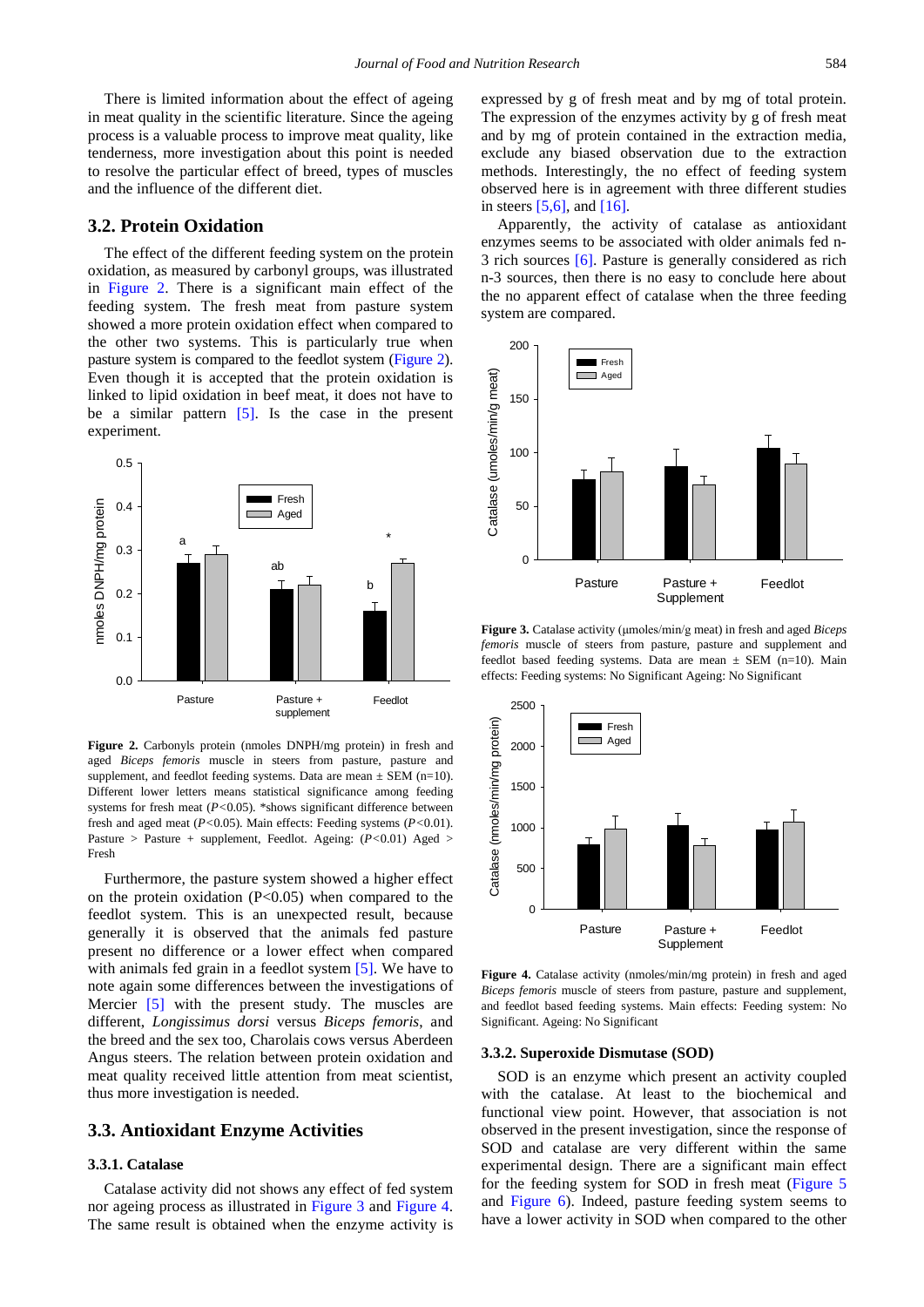There is limited information about the effect of ageing in meat quality in the scientific literature. Since the ageing process is a valuable process to improve meat quality, like tenderness, more investigation about this point is needed to resolve the particular effect of breed, types of muscles and the influence of the different diet.

## 3.2. Protein Oxidation

The effect of the different feeding system on the protein oxidation, as measured by carbonyl groups, was illustrated in Figure 2. There is a significant main effect of the feeding system. The fresh meat from pasture system showed a more protein oxidation effect when compared to the other two systems. This is particularly true when pasture system is compared to the feedlot system (Figure 2). Even though it is accepted that the protein oxidation is linked to lipid oxidation in beef meat, it does not have to be a similar pattern [5]. Is the case in the present experiment.

**Figure 2.** Carbonyls protein (nmoles DNPH/mg protein) in fresh and aged *Biceps femoris* muscle in steers from pasture, pasture and supplement, and feedlot feeding systems. Data are mean ± SEM (n=10). Different lower letters means statistical significance among feeding systems for fresh meat ($P<0.05$). *shows significant difference between fresh and aged meat ($P<0.05$). Main effects: Feeding systems ($P<0.01$). Pasture > Pasture + supplement, Feedlot. Ageing: ($P<0.01$) Aged > Fresh

Furthermore, the pasture system showed a higher effect on the protein oxidation ($P<0.05$) when compared to the feedlot system. This is an unexpected result, because generally it is observed that the animals fed pasture present no difference or a lower effect when compared with animals fed grain in a feedlot system [5]. We have to note again some differences between the investigations of Mercier [5] with the present study. The muscles are different, *Longissimus dorsi* versus *Biceps femoris*, and the breed and the sex too, Charolais cows versus Aberdeen Angus steers. The relation between protein oxidation and meat quality received little attention from meat scientist, thus more investigation is needed.

## 3.3. Antioxidant Enzyme Activities

### 3.3.1. Catalase

Catalase activity did not shows any effect of fed system nor ageing process as illustrated in Figure 3 and Figure 4. The same result is obtained when the enzyme activity is expressed by g of fresh meat and by mg of total protein. The expression of the enzymes activity by g of fresh meat and by mg of protein contained in the extraction media, exclude any biased observation due to the extraction methods. Interestingly, the no effect of feeding system observed here is in agreement with three different studies in steers [5,6], and [16].

Apparently, the activity of catalase as antioxidant enzymes seems to be associated with older animals fed n-3 rich sources [6]. Pasture is generally considered as rich n-3 sources, then there is no easy to conclude here about the no apparent effect of catalase when the three feeding system are compared.

**Figure 3.** Catalase activity (μmoles/min/g meat) in fresh and aged *Biceps femoris* muscle of steers from pasture, pasture and supplement and feedlot based feeding systems. Data are mean ± SEM (n=10). Main effects: Feeding systems: No Significant Ageing: No Significant

**Figure 4.** Catalase activity (nmoles/min/mg protein) in fresh and aged *Biceps femoris* muscle of steers from pasture, pasture and supplement, and feedlot based feeding systems. Main effects: Feeding system: No Significant. Ageing: No Significant

### 3.3.2. Superoxide Dismutase (SOD)

SOD is an enzyme which present an activity coupled with the catalase. At least to the biochemical and functional view point. However, that association is not observed in the present investigation, since the response of SOD and catalase are very different within the same experimental design. There are a significant main effect for the feeding system for SOD in fresh meat (Figure 5 and Figure 6). Indeed, pasture feeding system seems to have a lower activity in SOD when compared to the other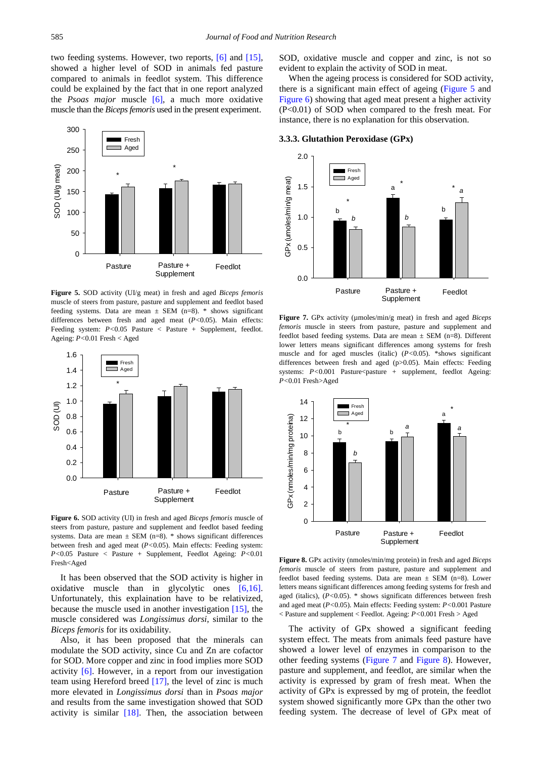two feeding systems. However, two reports, [6] and [15], showed a higher level of SOD in animals fed pasture compared to animals in feedlot system. This difference could be explained by the fact that in one report analyzed the *Psoas major* muscle [6], a much more oxidative muscle than the *Biceps femoris* used in the present experiment.

**Figure 5.** SOD activity (UI/g meat) in fresh and aged *Biceps femoris* muscle of steers from pasture, pasture and supplement and feedlot based feeding systems. Data are mean ± SEM (n=8). * shows significant differences between fresh and aged meat ($P<0.05$). Main effects: Feeding system: $P<0.05$ Pasture < Pasture + Supplement, feedlot. Ageing: $P<0.01$ Fresh < Aged

**Figure 6.** SOD activity (UI) in fresh and aged *Biceps femoris* muscle of steers from pasture, pasture and supplement and feedlot based feeding systems. Data are mean ± SEM (n=8). * shows significant differences between fresh and aged meat ($P<0.05$). Main effects: Feeding system: $P<0.05$ Pasture < Pasture + Supplement, Feedlot Ageing: $P<0.01$ Fresh<Aged

It has been observed that the SOD activity is higher in oxidative muscle than in glycolytic ones [6,16]. Unfortunately, this explaination have to be relativized, because the muscle used in another investigation [15], the muscle considered was *Longissimus dorsi*, similar to the *Biceps femoris* for its oxidability.

Also, it has been proposed that the minerals can modulate the SOD activity, since Cu and Zn are cofactor for SOD. More copper and zinc in food implies more SOD activity [6]. However, in a report from our investigation team using Hereford breed [17], the level of zinc is much more elevated in *Longissimus dorsi* than in *Psoas major* and results from the same investigation showed that SOD activity is similar [18]. Then, the association between SOD, oxidative muscle and copper and zinc, is not so evident to explain the activity of SOD in meat.

When the ageing process is considered for SOD activity, there is a significant main effect of ageing (Figure 5 and Figure 6) showing that aged meat present a higher activity (P<0.01) of SOD when compared to the fresh meat. For instance, there is no explanation for this observation.

### 3.3.3. Glutathion Peroxidase (GPx)

**Figure 7.** GPx activity (µmoles/min/g meat) in fresh and aged *Biceps femoris* muscle in steers from pasture, pasture and supplement and feedlot based feeding systems. Data are mean ± SEM (n=8). Different lower letters means significant differences among systems for fresh muscle and for aged muscles (italic) ($P<0.05$). *shows significant differences between fresh and aged meat (p>0.05). Main effects: Feeding systems: $P<0.001$ Pasture<pasture + supplement, feedlot Ageing: $P<0.01$ Fresh>Aged

**Figure 8.** GPx activity (nmoles/min/mg protein) in fresh and aged *Biceps femoris* muscle of steers from pasture, pasture and supplement and feedlot based feeding systems. Data are mean ± SEM (n=8). Lower letters means significant differences among feeding systems for fresh and aged (italics), ($P<0.05$). * shows significatn differences between fresh and aged meat ($P<0.05$). Main effects: Feeding system: $P<0.001$ Pasture < Pasture and supplement < Feedlot. Ageing: $P<0.001$ Fresh > Aged

The activity of GPx showed a significant feeding system effect. The meats from animals feed pasture have showed a lower level of enzymes in comparison to the other feeding systems (Figure 7 and Figure 8). However, pasture and supplement, and feedlot, are similar when the activity is expressed by gram of fresh meat. When the activity of GPx is expressed by mg of protein, the feedlot system showed significantly more GPx than the other two feeding system. The decrease of level of GPx meat of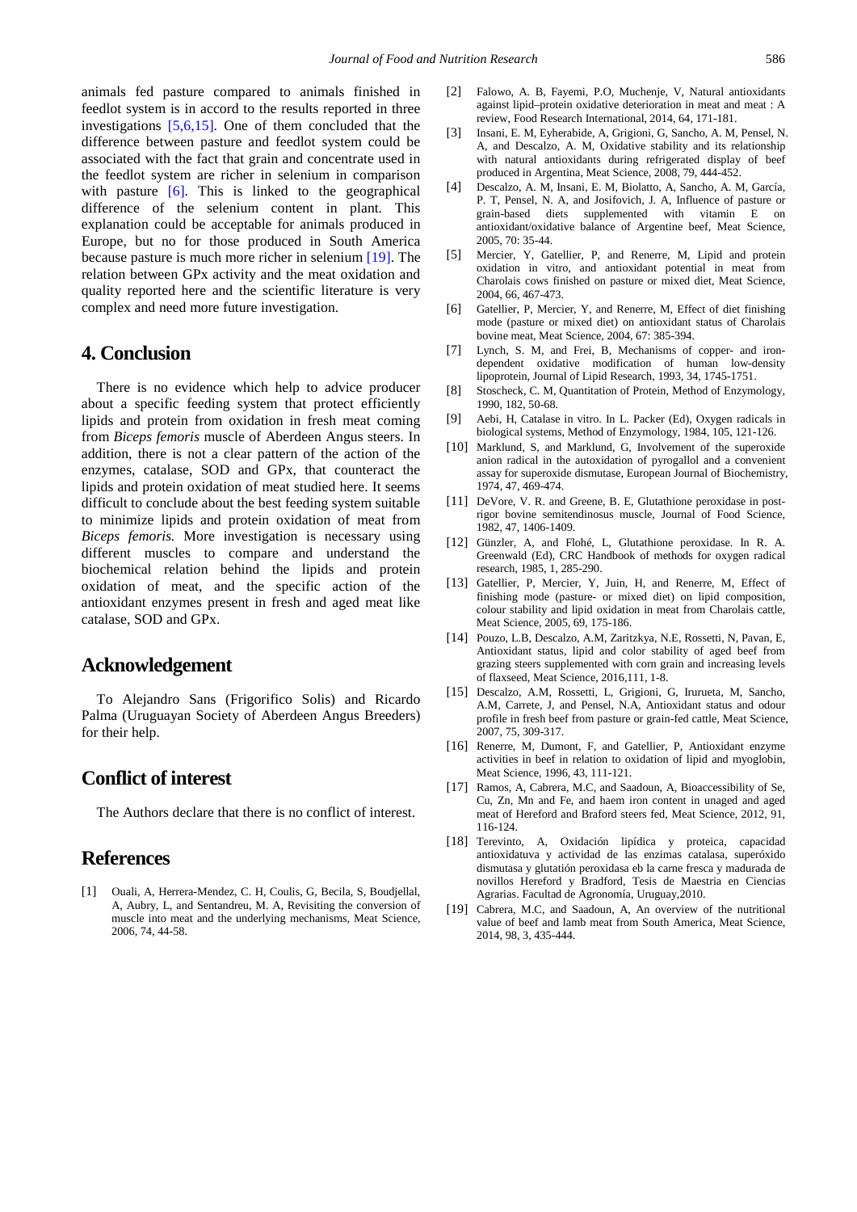animals fed pasture compared to animals finished in feedlot system is in accord to the results reported in three investigations [5,6,15]. One of them concluded that the difference between pasture and feedlot system could be associated with the fact that grain and concentrate used in the feedlot system are richer in selenium in comparison with pasture [6]. This is linked to the geographical difference of the selenium content in plant. This explanation could be acceptable for animals produced in Europe, but no for those produced in South America because pasture is much more richer in selenium [19]. The relation between GPx activity and the meat oxidation and quality reported here and the scientific literature is very complex and need more future investigation.

## 4. Conclusion

There is no evidence which help to advice producer about a specific feeding system that protect efficiently lipids and protein from oxidation in fresh meat coming from *Biceps femoris* muscle of Aberdeen Angus steers. In addition, there is not a clear pattern of the action of the enzymes, catalase, SOD and GPx, that counteract the lipids and protein oxidation of meat studied here. It seems difficult to conclude about the best feeding system suitable to minimize lipids and protein oxidation of meat from *Biceps femoris.* More investigation is necessary using different muscles to compare and understand the biochemical relation behind the lipids and protein oxidation of meat, and the specific action of the antioxidant enzymes present in fresh and aged meat like catalase, SOD and GPx.

## Acknowledgement

To Alejandro Sans (Frigorifico Solis) and Ricardo Palma (Uruguayan Society of Aberdeen Angus Breeders) for their help.

## Conflict of interest

The Authors declare that there is no conflict of interest.

## References

[1] Ouali, A, Herrera-Mendez, C. H, Coulis, G, Becila, S, Boudjellal, A, Aubry, L, and Sentandreu, M. A, Revisiting the conversion of muscle into meat and the underlying mechanisms, Meat Science, 2006, 74, 44-58.

[2] Falowo, A. B, Fayemi, P.O, Muchenje, V, Natural antioxidants against lipid–protein oxidative deterioration in meat and meat : A review, Food Research International, 2014, 64, 171-181.

[3] Insani, E. M, Eyherabide, A, Grigioni, G, Sancho, A. M, Pensel, N. A, and Descalzo, A. M, Oxidative stability and its relationship with natural antioxidants during refrigerated display of beef produced in Argentina, Meat Science, 2008, 79, 444-452.

[4] Descalzo, A. M, Insani, E. M, Biolatto, A, Sancho, A. M, García, P. T, Pensel, N. A, and Josifovich, J. A, Influence of pasture or grain-based diets supplemented with vitamin E on antioxidant/oxidative balance of Argentine beef, Meat Science, 2005, 70: 35-44.

[5] Mercier, Y, Gatellier, P, and Renerre, M, Lipid and protein oxidation in vitro, and antioxidant potential in meat from Charolais cows finished on pasture or mixed diet, Meat Science, 2004, 66, 467-473.

[6] Gatellier, P, Mercier, Y, and Renerre, M, Effect of diet finishing mode (pasture or mixed diet) on antioxidant status of Charolais bovine meat, Meat Science, 2004, 67: 385-394.

[7] Lynch, S. M, and Frei, B, Mechanisms of copper- and iron-dependent oxidative modification of human low-density lipoprotein, Journal of Lipid Research, 1993, 34, 1745-1751.

[8] Stoscheck, C. M, Quantitation of Protein, Method of Enzymology, 1990, 182, 50-68.

[9] Aebi, H, Catalase in vitro. In L. Packer (Ed), Oxygen radicals in biological systems, Method of Enzymology, 1984, 105, 121-126.

[10] Marklund, S, and Marklund, G, Involvement of the superoxide anion radical in the autoxidation of pyrogallol and a convenient assay for superoxide dismutase, European Journal of Biochemistry, 1974, 47, 469-474.

[11] DeVore, V. R. and Greene, B. E, Glutathione peroxidase in post-rigor bovine semitendinosus muscle, Journal of Food Science, 1982, 47, 1406-1409.

[12] Günzler, A, and Flohé, L, Glutathione peroxidase. In R. A. Greenwald (Ed), CRC Handbook of methods for oxygen radical research, 1985, 1, 285-290.

[13] Gatellier, P, Mercier, Y, Juin, H, and Renerre, M, Effect of finishing mode (pasture- or mixed diet) on lipid composition, colour stability and lipid oxidation in meat from Charolais cattle, Meat Science, 2005, 69, 175-186.

[14] Pouzo, L.B, Descalzo, A.M, Zaritzkya, N.E, Rossetti, N, Pavan, E, Antioxidant status, lipid and color stability of aged beef from grazing steers supplemented with corn grain and increasing levels of flaxseed, Meat Science, 2016,111, 1-8.

[15] Descalzo, A.M, Rossetti, L, Grigioni, G, Irurueta, M, Sancho, A.M, Carrete, J, and Pensel, N.A, Antioxidant status and odour profile in fresh beef from pasture or grain-fed cattle, Meat Science, 2007, 75, 309-317.

[16] Renerre, M, Dumont, F, and Gatellier, P, Antioxidant enzyme activities in beef in relation to oxidation of lipid and myoglobin, Meat Science, 1996, 43, 111-121.

[17] Ramos, A, Cabrera, M.C, and Saadoun, A, Bioaccessibility of Se, Cu, Zn, Mn and Fe, and haem iron content in unaged and aged meat of Hereford and Braford steers fed, Meat Science, 2012, 91, 116-124.

[18] Terevinto, A, Oxidación lipídica y proteica, capacidad antioxidatuva y actividad de las enzimas catalasa, superóxido dismutasa y glutatión peroxidasa eb la carne fresca y madurada de novillos Hereford y Bradford, Tesis de Maestria en Ciencias Agrarias. Facultad de Agronomía, Uruguay,2010.

[19] Cabrera, M.C, and Saadoun, A, An overview of the nutritional value of beef and lamb meat from South America, Meat Science, 2014, 98, 3, 435-444.